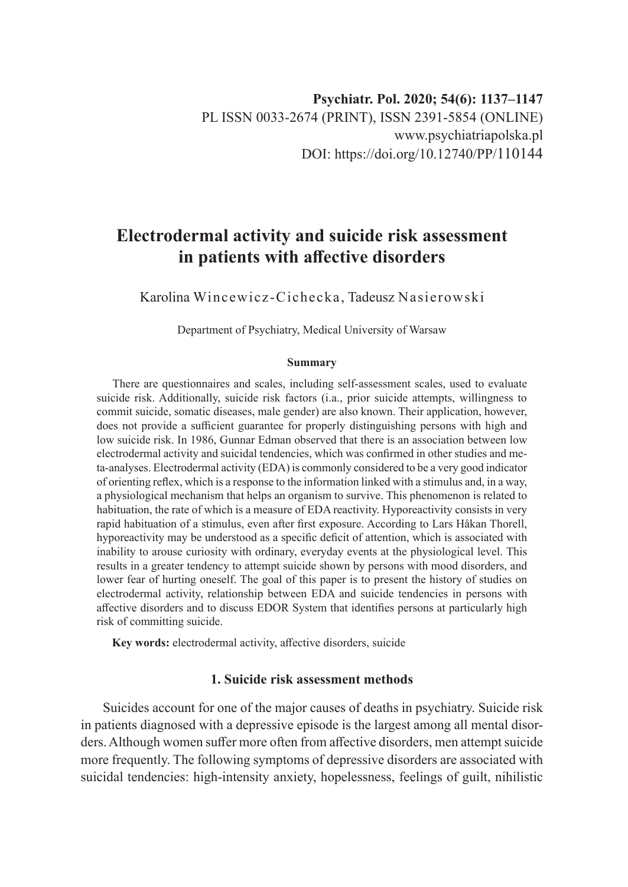Psychiatr. Pol. 2020; 54(6): 1137–1147
PL ISSN 0033-2674 (PRINT), ISSN 2391-5854 (ONLINE)
www.psychiatriapolska.pl
DOI: https://doi.org/10.12740/PP/110144

# Electrodermal activity and suicide risk assessment in patients with affective disorders

Karolina Wincewicz-Cichecka, Tadeusz Nasierowski

Department of Psychiatry, Medical University of Warsaw

**Summary**

There are questionnaires and scales, including self-assessment scales, used to evaluate suicide risk. Additionally, suicide risk factors (i.a., prior suicide attempts, willingness to commit suicide, somatic diseases, male gender) are also known. Their application, however, does not provide a sufficient guarantee for properly distinguishing persons with high and low suicide risk. In 1986, Gunnar Edman observed that there is an association between low electrodermal activity and suicidal tendencies, which was confirmed in other studies and meta-analyses. Electrodermal activity (EDA) is commonly considered to be a very good indicator of orienting reflex, which is a response to the information linked with a stimulus and, in a way, a physiological mechanism that helps an organism to survive. This phenomenon is related to habituation, the rate of which is a measure of EDA reactivity. Hyporeactivity consists in very rapid habituation of a stimulus, even after first exposure. According to Lars Håkan Thorell, hyporeactivity may be understood as a specific deficit of attention, which is associated with inability to arouse curiosity with ordinary, everyday events at the physiological level. This results in a greater tendency to attempt suicide shown by persons with mood disorders, and lower fear of hurting oneself. The goal of this paper is to present the history of studies on electrodermal activity, relationship between EDA and suicide tendencies in persons with affective disorders and to discuss EDOR System that identifies persons at particularly high risk of committing suicide.

**Key words:** electrodermal activity, affective disorders, suicide

## 1. Suicide risk assessment methods

Suicides account for one of the major causes of deaths in psychiatry. Suicide risk in patients diagnosed with a depressive episode is the largest among all mental disorders. Although women suffer more often from affective disorders, men attempt suicide more frequently. The following symptoms of depressive disorders are associated with suicidal tendencies: high-intensity anxiety, hopelessness, feelings of guilt, nihilistic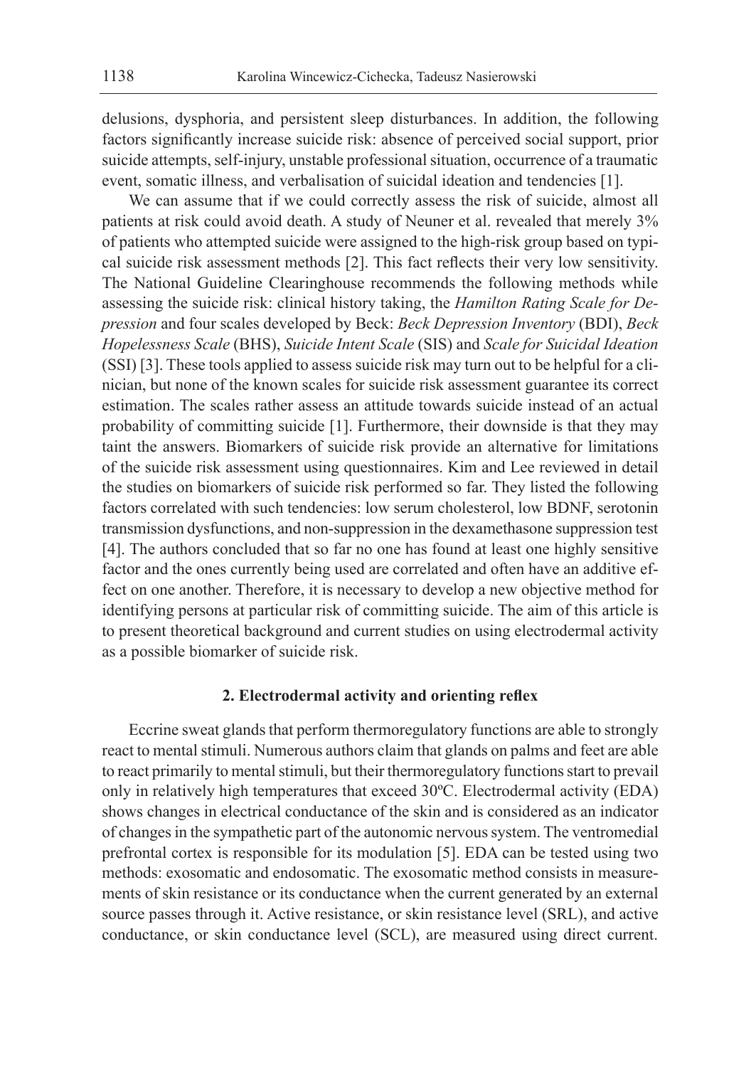delusions, dysphoria, and persistent sleep disturbances. In addition, the following factors significantly increase suicide risk: absence of perceived social support, prior suicide attempts, self-injury, unstable professional situation, occurrence of a traumatic event, somatic illness, and verbalisation of suicidal ideation and tendencies [1].

We can assume that if we could correctly assess the risk of suicide, almost all patients at risk could avoid death. A study of Neuner et al. revealed that merely 3% of patients who attempted suicide were assigned to the high-risk group based on typical suicide risk assessment methods [2]. This fact reflects their very low sensitivity. The National Guideline Clearinghouse recommends the following methods while assessing the suicide risk: clinical history taking, the *Hamilton Rating Scale for Depression* and four scales developed by Beck: *Beck Depression Inventory* (BDI), *Beck Hopelessness Scale* (BHS), *Suicide Intent Scale* (SIS) and *Scale for Suicidal Ideation* (SSI) [3]. These tools applied to assess suicide risk may turn out to be helpful for a clinician, but none of the known scales for suicide risk assessment guarantee its correct estimation. The scales rather assess an attitude towards suicide instead of an actual probability of committing suicide [1]. Furthermore, their downside is that they may taint the answers. Biomarkers of suicide risk provide an alternative for limitations of the suicide risk assessment using questionnaires. Kim and Lee reviewed in detail the studies on biomarkers of suicide risk performed so far. They listed the following factors correlated with such tendencies: low serum cholesterol, low BDNF, serotonin transmission dysfunctions, and non-suppression in the dexamethasone suppression test [4]. The authors concluded that so far no one has found at least one highly sensitive factor and the ones currently being used are correlated and often have an additive effect on one another. Therefore, it is necessary to develop a new objective method for identifying persons at particular risk of committing suicide. The aim of this article is to present theoretical background and current studies on using electrodermal activity as a possible biomarker of suicide risk.

## 2. Electrodermal activity and orienting reflex

Eccrine sweat glands that perform thermoregulatory functions are able to strongly react to mental stimuli. Numerous authors claim that glands on palms and feet are able to react primarily to mental stimuli, but their thermoregulatory functions start to prevail only in relatively high temperatures that exceed 30ºC. Electrodermal activity (EDA) shows changes in electrical conductance of the skin and is considered as an indicator of changes in the sympathetic part of the autonomic nervous system. The ventromedial prefrontal cortex is responsible for its modulation [5]. EDA can be tested using two methods: exosomatic and endosomatic. The exosomatic method consists in measurements of skin resistance or its conductance when the current generated by an external source passes through it. Active resistance, or skin resistance level (SRL), and active conductance, or skin conductance level (SCL), are measured using direct current.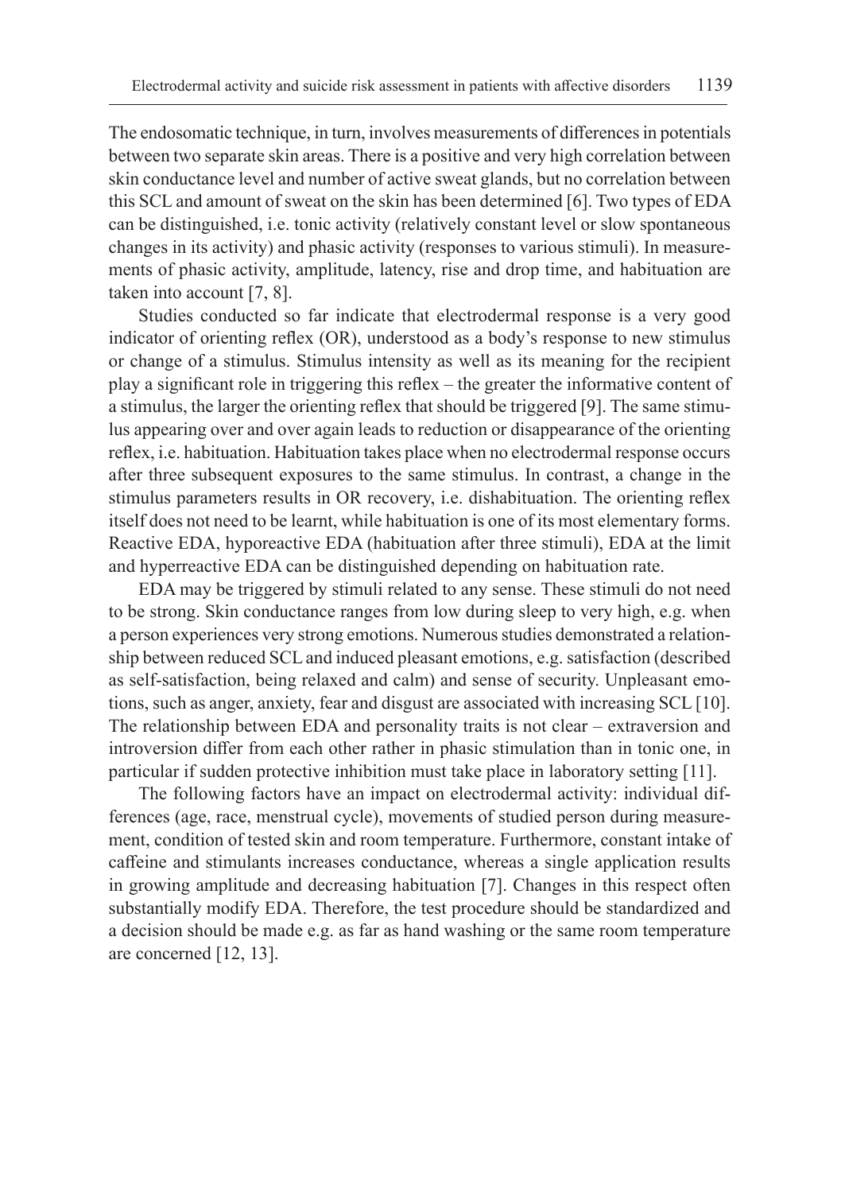The endosomatic technique, in turn, involves measurements of differences in potentials between two separate skin areas. There is a positive and very high correlation between skin conductance level and number of active sweat glands, but no correlation between this SCL and amount of sweat on the skin has been determined [6]. Two types of EDA can be distinguished, i.e. tonic activity (relatively constant level or slow spontaneous changes in its activity) and phasic activity (responses to various stimuli). In measurements of phasic activity, amplitude, latency, rise and drop time, and habituation are taken into account [7, 8].

Studies conducted so far indicate that electrodermal response is a very good indicator of orienting reflex (OR), understood as a body's response to new stimulus or change of a stimulus. Stimulus intensity as well as its meaning for the recipient play a significant role in triggering this reflex – the greater the informative content of a stimulus, the larger the orienting reflex that should be triggered [9]. The same stimulus appearing over and over again leads to reduction or disappearance of the orienting reflex, i.e. habituation. Habituation takes place when no electrodermal response occurs after three subsequent exposures to the same stimulus. In contrast, a change in the stimulus parameters results in OR recovery, i.e. dishabituation. The orienting reflex itself does not need to be learnt, while habituation is one of its most elementary forms. Reactive EDA, hyporeactive EDA (habituation after three stimuli), EDA at the limit and hyperreactive EDA can be distinguished depending on habituation rate.

EDA may be triggered by stimuli related to any sense. These stimuli do not need to be strong. Skin conductance ranges from low during sleep to very high, e.g. when a person experiences very strong emotions. Numerous studies demonstrated a relationship between reduced SCL and induced pleasant emotions, e.g. satisfaction (described as self-satisfaction, being relaxed and calm) and sense of security. Unpleasant emotions, such as anger, anxiety, fear and disgust are associated with increasing SCL [10]. The relationship between EDA and personality traits is not clear – extraversion and introversion differ from each other rather in phasic stimulation than in tonic one, in particular if sudden protective inhibition must take place in laboratory setting [11].

The following factors have an impact on electrodermal activity: individual differences (age, race, menstrual cycle), movements of studied person during measurement, condition of tested skin and room temperature. Furthermore, constant intake of caffeine and stimulants increases conductance, whereas a single application results in growing amplitude and decreasing habituation [7]. Changes in this respect often substantially modify EDA. Therefore, the test procedure should be standardized and a decision should be made e.g. as far as hand washing or the same room temperature are concerned [12, 13].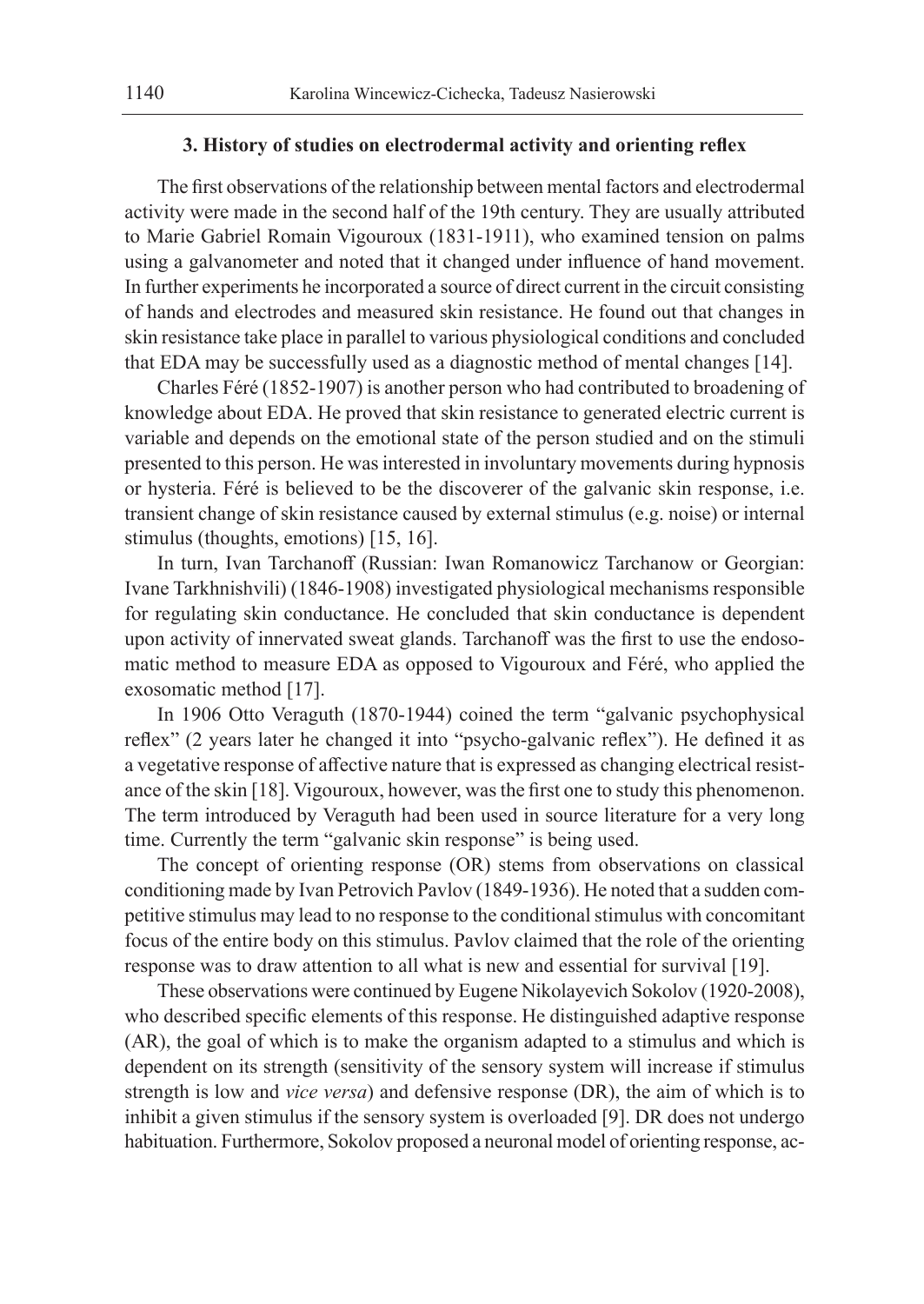### 3. History of studies on electrodermal activity and orienting reflex

The first observations of the relationship between mental factors and electrodermal activity were made in the second half of the 19th century. They are usually attributed to Marie Gabriel Romain Vigouroux (1831-1911), who examined tension on palms using a galvanometer and noted that it changed under influence of hand movement. In further experiments he incorporated a source of direct current in the circuit consisting of hands and electrodes and measured skin resistance. He found out that changes in skin resistance take place in parallel to various physiological conditions and concluded that EDA may be successfully used as a diagnostic method of mental changes [14].

Charles Féré (1852-1907) is another person who had contributed to broadening of knowledge about EDA. He proved that skin resistance to generated electric current is variable and depends on the emotional state of the person studied and on the stimuli presented to this person. He was interested in involuntary movements during hypnosis or hysteria. Féré is believed to be the discoverer of the galvanic skin response, i.e. transient change of skin resistance caused by external stimulus (e.g. noise) or internal stimulus (thoughts, emotions) [15, 16].

In turn, Ivan Tarchanoff (Russian: Iwan Romanowicz Tarchanow or Georgian: Ivane Tarkhnishvili) (1846-1908) investigated physiological mechanisms responsible for regulating skin conductance. He concluded that skin conductance is dependent upon activity of innervated sweat glands. Tarchanoff was the first to use the endosomatic method to measure EDA as opposed to Vigouroux and Féré, who applied the exosomatic method [17].

In 1906 Otto Veraguth (1870-1944) coined the term "galvanic psychophysical reflex" (2 years later he changed it into "psycho-galvanic reflex"). He defined it as a vegetative response of affective nature that is expressed as changing electrical resistance of the skin [18]. Vigouroux, however, was the first one to study this phenomenon. The term introduced by Veraguth had been used in source literature for a very long time. Currently the term "galvanic skin response" is being used.

The concept of orienting response (OR) stems from observations on classical conditioning made by Ivan Petrovich Pavlov (1849-1936). He noted that a sudden competitive stimulus may lead to no response to the conditional stimulus with concomitant focus of the entire body on this stimulus. Pavlov claimed that the role of the orienting response was to draw attention to all what is new and essential for survival [19].

These observations were continued by Eugene Nikolayevich Sokolov (1920-2008), who described specific elements of this response. He distinguished adaptive response (AR), the goal of which is to make the organism adapted to a stimulus and which is dependent on its strength (sensitivity of the sensory system will increase if stimulus strength is low and *vice versa*) and defensive response (DR), the aim of which is to inhibit a given stimulus if the sensory system is overloaded [9]. DR does not undergo habituation. Furthermore, Sokolov proposed a neuronal model of orienting response, ac-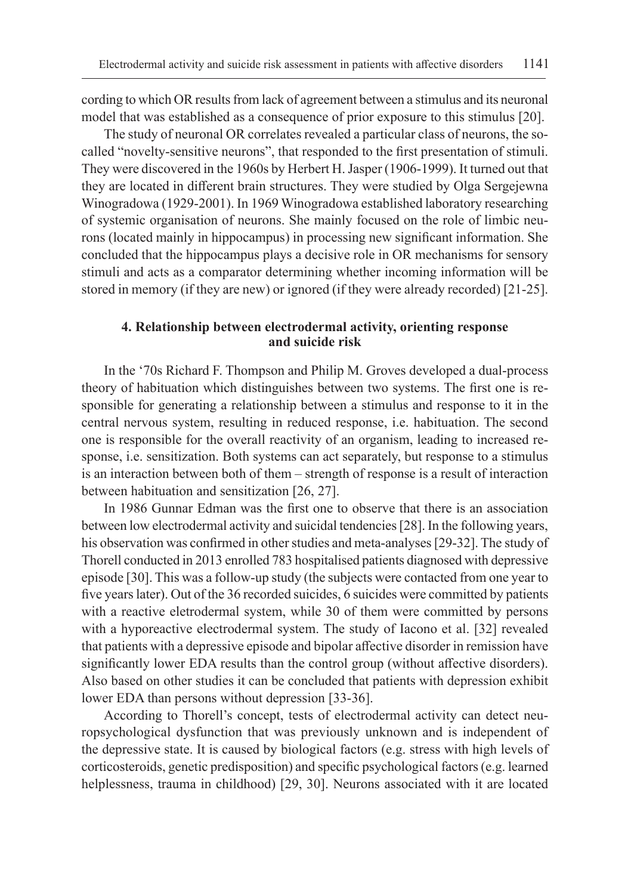cording to which OR results from lack of agreement between a stimulus and its neuronal model that was established as a consequence of prior exposure to this stimulus [20].

The study of neuronal OR correlates revealed a particular class of neurons, the so-called "novelty-sensitive neurons", that responded to the first presentation of stimuli. They were discovered in the 1960s by Herbert H. Jasper (1906-1999). It turned out that they are located in different brain structures. They were studied by Olga Sergejewna Winogradowa (1929-2001). In 1969 Winogradowa established laboratory researching of systemic organisation of neurons. She mainly focused on the role of limbic neurons (located mainly in hippocampus) in processing new significant information. She concluded that the hippocampus plays a decisive role in OR mechanisms for sensory stimuli and acts as a comparator determining whether incoming information will be stored in memory (if they are new) or ignored (if they were already recorded) [21-25].

## 4. Relationship between electrodermal activity, orienting response and suicide risk

In the '70s Richard F. Thompson and Philip M. Groves developed a dual-process theory of habituation which distinguishes between two systems. The first one is responsible for generating a relationship between a stimulus and response to it in the central nervous system, resulting in reduced response, i.e. habituation. The second one is responsible for the overall reactivity of an organism, leading to increased response, i.e. sensitization. Both systems can act separately, but response to a stimulus is an interaction between both of them – strength of response is a result of interaction between habituation and sensitization [26, 27].

In 1986 Gunnar Edman was the first one to observe that there is an association between low electrodermal activity and suicidal tendencies [28]. In the following years, his observation was confirmed in other studies and meta-analyses [29-32]. The study of Thorell conducted in 2013 enrolled 783 hospitalised patients diagnosed with depressive episode [30]. This was a follow-up study (the subjects were contacted from one year to five years later). Out of the 36 recorded suicides, 6 suicides were committed by patients with a reactive eletrodermal system, while 30 of them were committed by persons with a hyporeactive electrodermal system. The study of Iacono et al. [32] revealed that patients with a depressive episode and bipolar affective disorder in remission have significantly lower EDA results than the control group (without affective disorders). Also based on other studies it can be concluded that patients with depression exhibit lower EDA than persons without depression [33-36].

According to Thorell's concept, tests of electrodermal activity can detect neuropsychological dysfunction that was previously unknown and is independent of the depressive state. It is caused by biological factors (e.g. stress with high levels of corticosteroids, genetic predisposition) and specific psychological factors (e.g. learned helplessness, trauma in childhood) [29, 30]. Neurons associated with it are located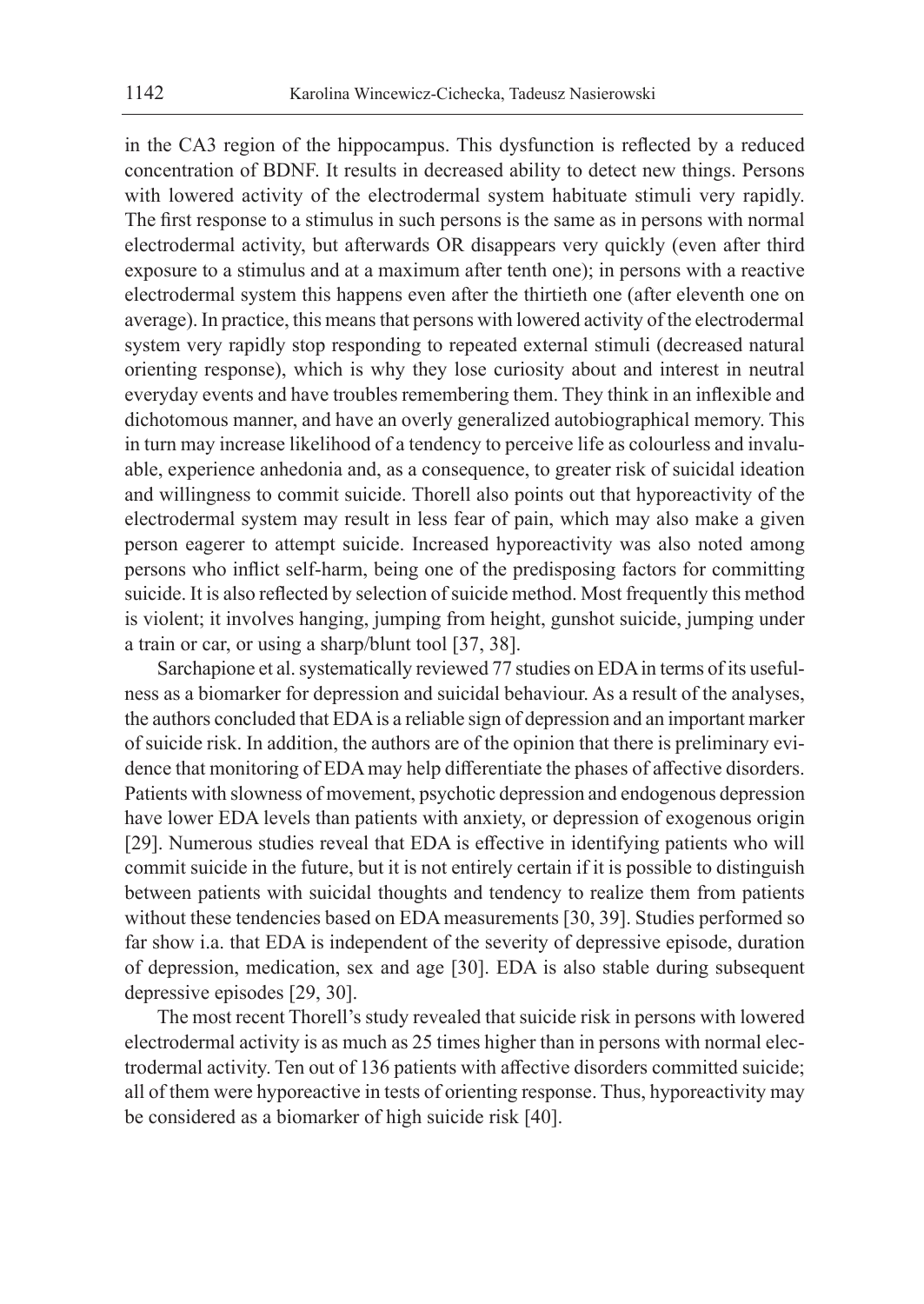in the CA3 region of the hippocampus. This dysfunction is reflected by a reduced concentration of BDNF. It results in decreased ability to detect new things. Persons with lowered activity of the electrodermal system habituate stimuli very rapidly. The first response to a stimulus in such persons is the same as in persons with normal electrodermal activity, but afterwards OR disappears very quickly (even after third exposure to a stimulus and at a maximum after tenth one); in persons with a reactive electrodermal system this happens even after the thirtieth one (after eleventh one on average). In practice, this means that persons with lowered activity of the electrodermal system very rapidly stop responding to repeated external stimuli (decreased natural orienting response), which is why they lose curiosity about and interest in neutral everyday events and have troubles remembering them. They think in an inflexible and dichotomous manner, and have an overly generalized autobiographical memory. This in turn may increase likelihood of a tendency to perceive life as colourless and invaluable, experience anhedonia and, as a consequence, to greater risk of suicidal ideation and willingness to commit suicide. Thorell also points out that hyporeactivity of the electrodermal system may result in less fear of pain, which may also make a given person eagerer to attempt suicide. Increased hyporeactivity was also noted among persons who inflict self-harm, being one of the predisposing factors for committing suicide. It is also reflected by selection of suicide method. Most frequently this method is violent; it involves hanging, jumping from height, gunshot suicide, jumping under a train or car, or using a sharp/blunt tool [37, 38].

Sarchapione et al. systematically reviewed 77 studies on EDA in terms of its usefulness as a biomarker for depression and suicidal behaviour. As a result of the analyses, the authors concluded that EDA is a reliable sign of depression and an important marker of suicide risk. In addition, the authors are of the opinion that there is preliminary evidence that monitoring of EDA may help differentiate the phases of affective disorders. Patients with slowness of movement, psychotic depression and endogenous depression have lower EDA levels than patients with anxiety, or depression of exogenous origin [29]. Numerous studies reveal that EDA is effective in identifying patients who will commit suicide in the future, but it is not entirely certain if it is possible to distinguish between patients with suicidal thoughts and tendency to realize them from patients without these tendencies based on EDA measurements [30, 39]. Studies performed so far show i.a. that EDA is independent of the severity of depressive episode, duration of depression, medication, sex and age [30]. EDA is also stable during subsequent depressive episodes [29, 30].

The most recent Thorell's study revealed that suicide risk in persons with lowered electrodermal activity is as much as 25 times higher than in persons with normal electrodermal activity. Ten out of 136 patients with affective disorders committed suicide; all of them were hyporeactive in tests of orienting response. Thus, hyporeactivity may be considered as a biomarker of high suicide risk [40].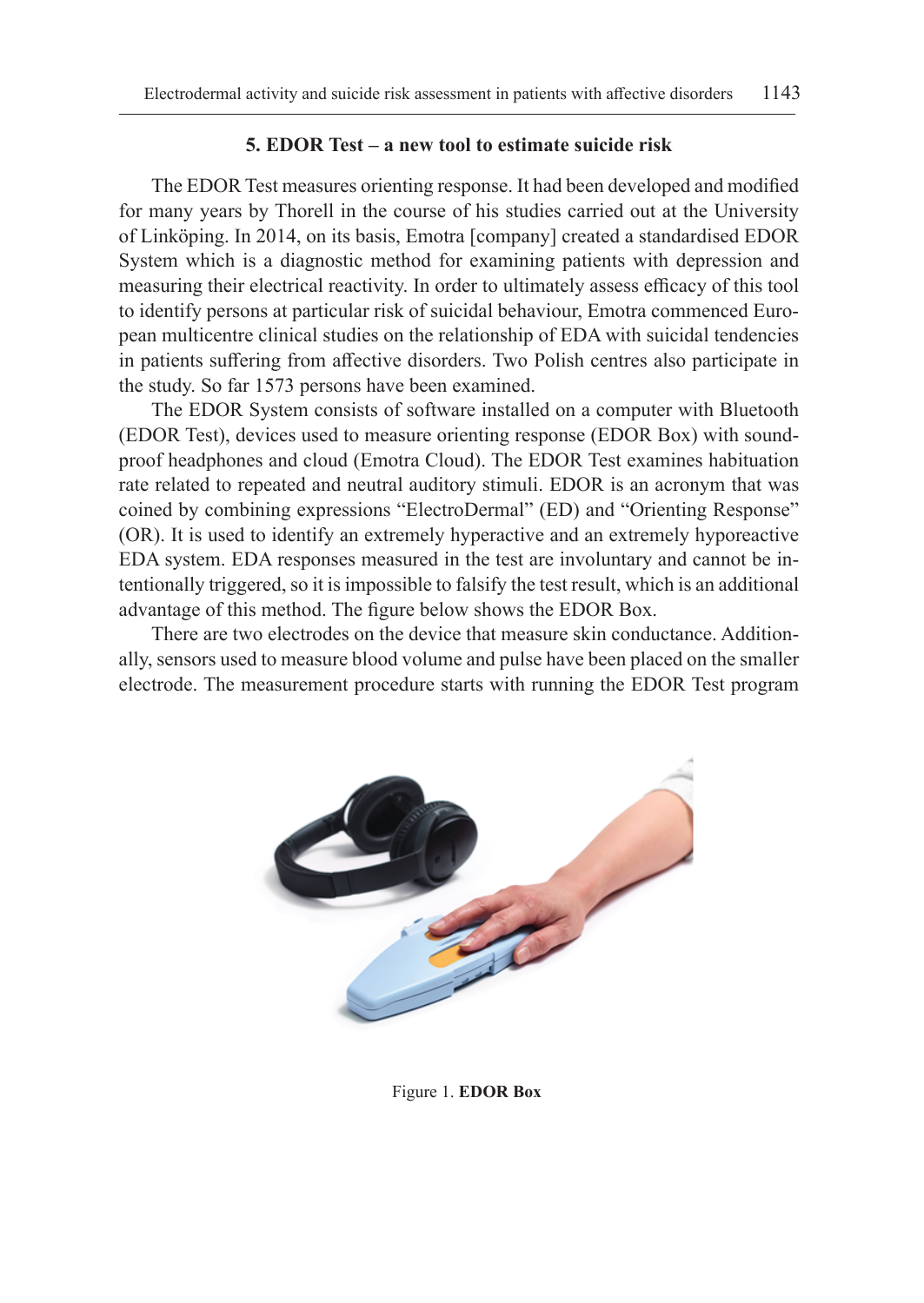## 5. EDOR Test – a new tool to estimate suicide risk

The EDOR Test measures orienting response. It had been developed and modified for many years by Thorell in the course of his studies carried out at the University of Linköping. In 2014, on its basis, Emotra [company] created a standardised EDOR System which is a diagnostic method for examining patients with depression and measuring their electrical reactivity. In order to ultimately assess efficacy of this tool to identify persons at particular risk of suicidal behaviour, Emotra commenced European multicentre clinical studies on the relationship of EDA with suicidal tendencies in patients suffering from affective disorders. Two Polish centres also participate in the study. So far 1573 persons have been examined.

The EDOR System consists of software installed on a computer with Bluetooth (EDOR Test), devices used to measure orienting response (EDOR Box) with soundproof headphones and cloud (Emotra Cloud). The EDOR Test examines habituation rate related to repeated and neutral auditory stimuli. EDOR is an acronym that was coined by combining expressions "ElectroDermal" (ED) and "Orienting Response" (OR). It is used to identify an extremely hyperactive and an extremely hyporeactive EDA system. EDA responses measured in the test are involuntary and cannot be intentionally triggered, so it is impossible to falsify the test result, which is an additional advantage of this method. The figure below shows the EDOR Box.

There are two electrodes on the device that measure skin conductance. Additionally, sensors used to measure blood volume and pulse have been placed on the smaller electrode. The measurement procedure starts with running the EDOR Test program

Figure 1. **EDOR Box**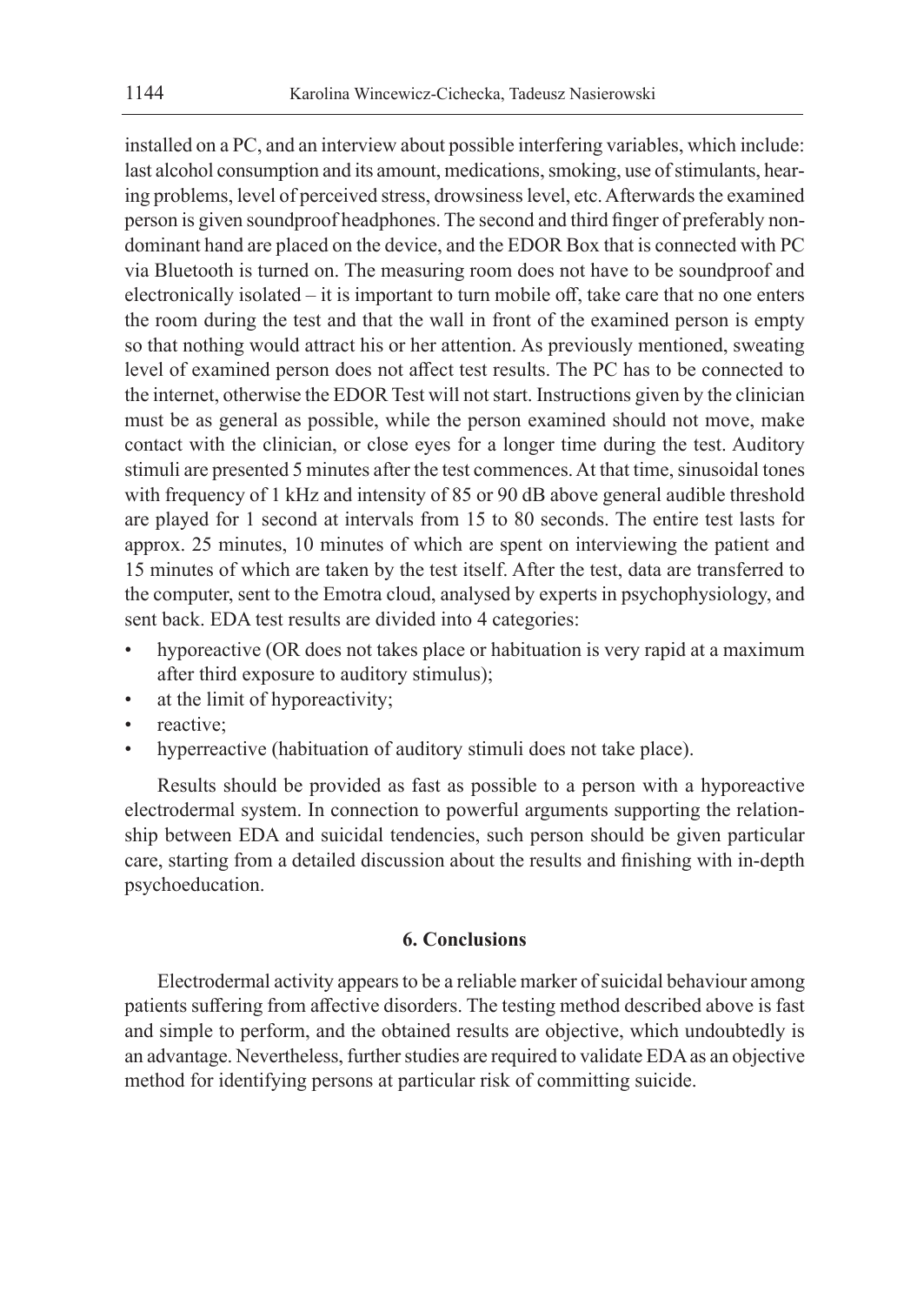installed on a PC, and an interview about possible interfering variables, which include: last alcohol consumption and its amount, medications, smoking, use of stimulants, hearing problems, level of perceived stress, drowsiness level, etc. Afterwards the examined person is given soundproof headphones. The second and third finger of preferably non-dominant hand are placed on the device, and the EDOR Box that is connected with PC via Bluetooth is turned on. The measuring room does not have to be soundproof and electronically isolated – it is important to turn mobile off, take care that no one enters the room during the test and that the wall in front of the examined person is empty so that nothing would attract his or her attention. As previously mentioned, sweating level of examined person does not affect test results. The PC has to be connected to the internet, otherwise the EDOR Test will not start. Instructions given by the clinician must be as general as possible, while the person examined should not move, make contact with the clinician, or close eyes for a longer time during the test. Auditory stimuli are presented 5 minutes after the test commences. At that time, sinusoidal tones with frequency of 1 kHz and intensity of 85 or 90 dB above general audible threshold are played for 1 second at intervals from 15 to 80 seconds. The entire test lasts for approx. 25 minutes, 10 minutes of which are spent on interviewing the patient and 15 minutes of which are taken by the test itself. After the test, data are transferred to the computer, sent to the Emotra cloud, analysed by experts in psychophysiology, and sent back. EDA test results are divided into 4 categories:

- hyporeactive (OR does not takes place or habituation is very rapid at a maximum after third exposure to auditory stimulus);
- at the limit of hyporeactivity;
- reactive;
- hyperreactive (habituation of auditory stimuli does not take place).

Results should be provided as fast as possible to a person with a hyporeactive electrodermal system. In connection to powerful arguments supporting the relationship between EDA and suicidal tendencies, such person should be given particular care, starting from a detailed discussion about the results and finishing with in-depth psychoeducation.

## 6. Conclusions

Electrodermal activity appears to be a reliable marker of suicidal behaviour among patients suffering from affective disorders. The testing method described above is fast and simple to perform, and the obtained results are objective, which undoubtedly is an advantage. Nevertheless, further studies are required to validate EDA as an objective method for identifying persons at particular risk of committing suicide.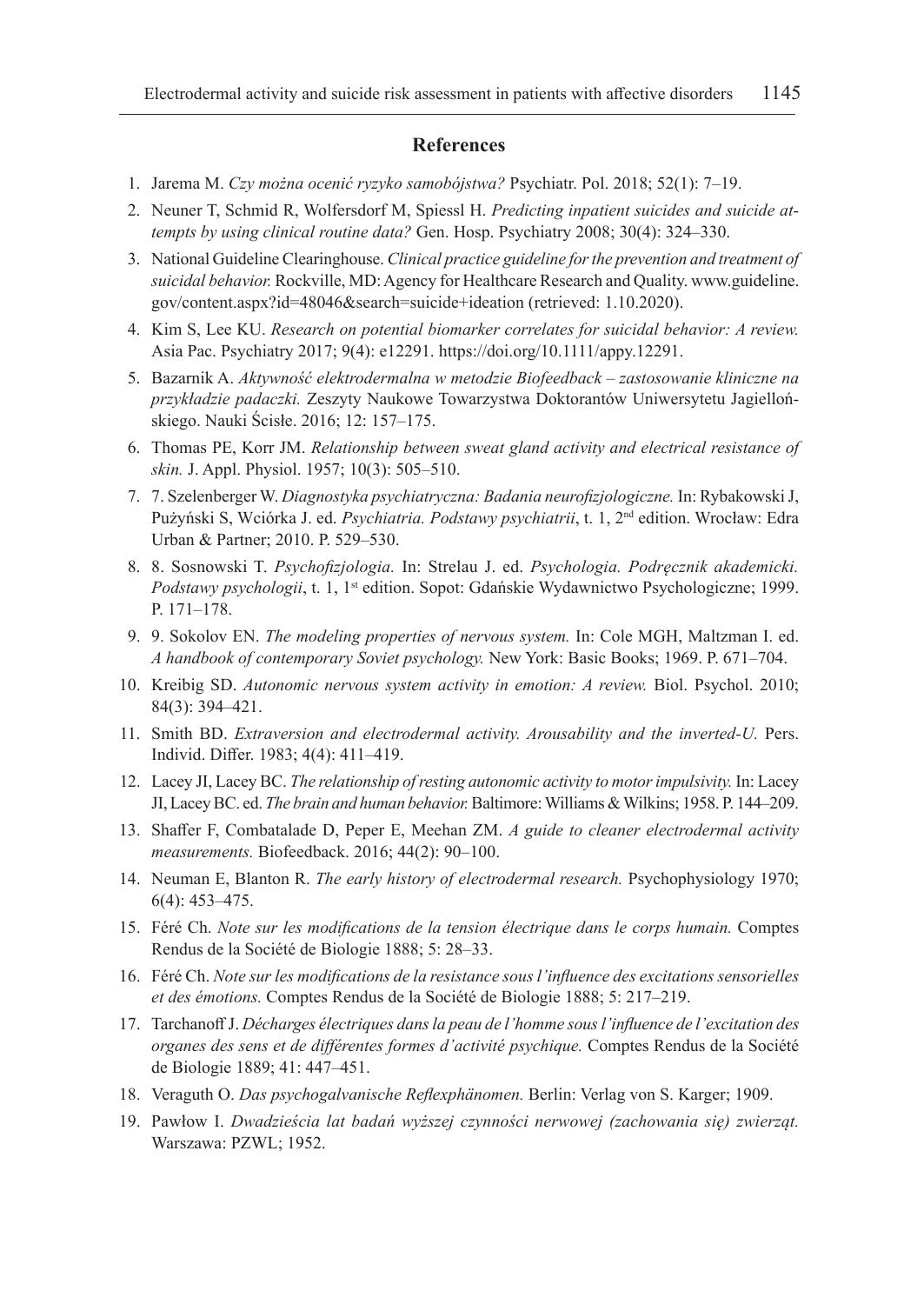## References

1. Jarema M. *Czy można ocenić ryzyko samobójstwa?* Psychiatr. Pol. 2018; 52(1): 7–19.
2. Neuner T, Schmid R, Wolfersdorf M, Spiessl H. *Predicting inpatient suicides and suicide attempts by using clinical routine data?* Gen. Hosp. Psychiatry 2008; 30(4): 324–330.
3. National Guideline Clearinghouse. *Clinical practice guideline for the prevention and treatment of suicidal behavior.* Rockville, MD: Agency for Healthcare Research and Quality. www.guideline.gov/content.aspx?id=48046&search=suicide+ideation (retrieved: 1.10.2020).
4. Kim S, Lee KU. *Research on potential biomarker correlates for suicidal behavior: A review.* Asia Pac. Psychiatry 2017; 9(4): e12291. https://doi.org/10.1111/appy.12291.
5. Bazarnik A. *Aktywność elektrodermalna w metodzie Biofeedback – zastosowanie kliniczne na przykładzie padaczki.* Zeszyty Naukowe Towarzystwa Doktorantów Uniwersytetu Jagiellońskiego. Nauki Ścisłe. 2016; 12: 157–175.
6. Thomas PE, Korr JM. *Relationship between sweat gland activity and electrical resistance of skin.* J. Appl. Physiol. 1957; 10(3): 505–510.
7. 7. Szelenberger W. *Diagnostyka psychiatryczna: Badania neurofizjologiczne.* In: Rybakowski J, Pużyński S, Wciórka J. ed. *Psychiatria. Podstawy psychiatrii*, t. 1, 2nd edition. Wrocław: Edra Urban & Partner; 2010. P. 529–530.
8. 8. Sosnowski T. *Psychofizjologia.* In: Strelau J. ed. *Psychologia. Podręcznik akademicki. Podstawy psychologii*, t. 1, 1st edition. Sopot: Gdańskie Wydawnictwo Psychologiczne; 1999. P. 171–178.
9. 9. Sokolov EN. *The modeling properties of nervous system.* In: Cole MGH, Maltzman I. ed. *A handbook of contemporary Soviet psychology.* New York: Basic Books; 1969. P. 671–704.
10. Kreibig SD. *Autonomic nervous system activity in emotion: A review.* Biol. Psychol. 2010; 84(3): 394–421.
11. Smith BD. *Extraversion and electrodermal activity. Arousability and the inverted-U.* Pers. Individ. Differ. 1983; 4(4): 411–419.
12. Lacey JI, Lacey BC. *The relationship of resting autonomic activity to motor impulsivity.* In: Lacey JI, Lacey BC. ed. *The brain and human behavior.* Baltimore: Williams & Wilkins; 1958. P. 144–209.
13. Shaffer F, Combatalade D, Peper E, Meehan ZM. *A guide to cleaner electrodermal activity measurements.* Biofeedback. 2016; 44(2): 90–100.
14. Neuman E, Blanton R. *The early history of electrodermal research.* Psychophysiology 1970; 6(4): 453–475.
15. Féré Ch. *Note sur les modifications de la tension électrique dans le corps humain.* Comptes Rendus de la Société de Biologie 1888; 5: 28–33.
16. Féré Ch. *Note sur les modifications de la resistance sous l'influence des excitations sensorielles et des émotions.* Comptes Rendus de la Société de Biologie 1888; 5: 217–219.
17. Tarchanoff J. *Décharges électriques dans la peau de l'homme sous l'influence de l'excitation des organes des sens et de différentes formes d'activité psychique.* Comptes Rendus de la Société de Biologie 1889; 41: 447–451.
18. Veraguth O. *Das psychogalvanische Reflexphänomen.* Berlin: Verlag von S. Karger; 1909.
19. Pawłow I. *Dwadzieścia lat badań wyższej czynności nerwowej (zachowania się) zwierząt.* Warszawa: PZWL; 1952.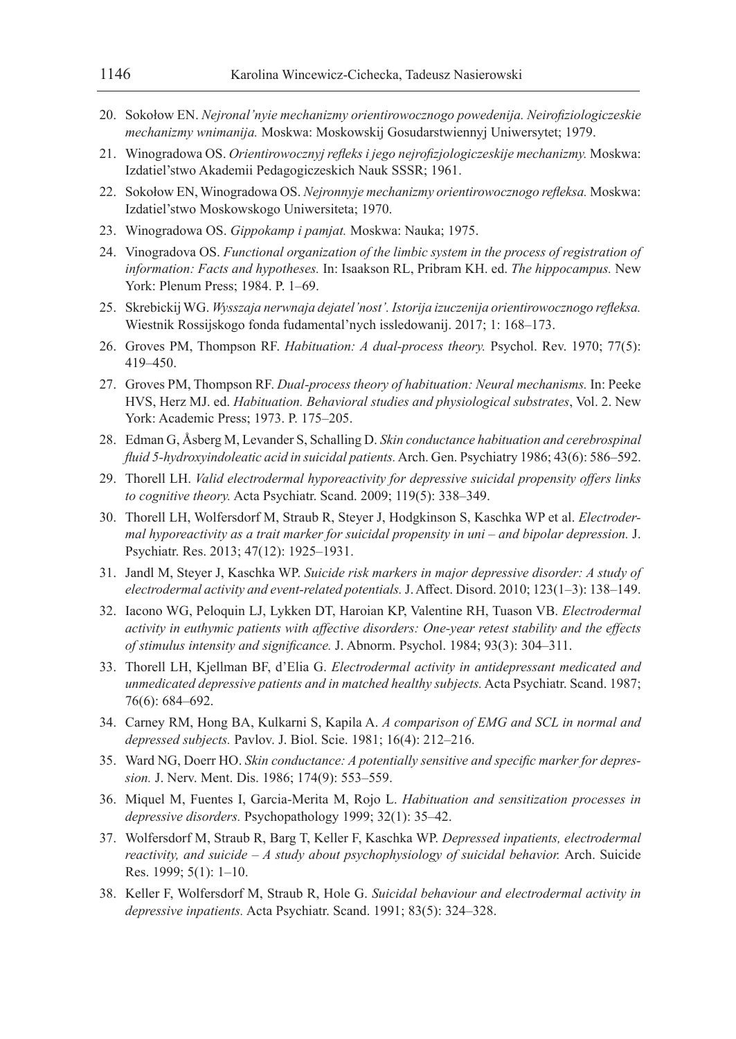20. Sokołow EN. *Nejronal'nyie mechanizmy orientirowocznogo powedenija. Neirofiziologiczeskie mechanizmy wnimanija.* Moskwa: Moskowskij Gosudarstwiennyj Uniwersytet; 1979.
21. Winogradowa OS. *Orientirowocznyj refleks i jego nejrofizjologiczeskije mechanizmy.* Moskwa: Izdatiel'stwo Akademii Pedagogiczeskich Nauk SSSR; 1961.
22. Sokołow EN, Winogradowa OS. *Nejronnyje mechanizmy orientirowocznogo refleksa.* Moskwa: Izdatiel'stwo Moskowskogo Uniwersiteta; 1970.
23. Winogradowa OS. *Gippokamp i pamjat.* Moskwa: Nauka; 1975.
24. Vinogradova OS. *Functional organization of the limbic system in the process of registration of information: Facts and hypotheses.* In: Isaakson RL, Pribram KH. ed. *The hippocampus.* New York: Plenum Press; 1984. P. 1–69.
25. Skrebickij WG. *Wysszaja nerwnaja dejatel'nost'. Istorija izuczenija orientirowocznogo refleksa.* Wiestnik Rossijskogo fonda fudamental'nych issledowanij. 2017; 1: 168–173.
26. Groves PM, Thompson RF. *Habituation: A dual-process theory.* Psychol. Rev. 1970; 77(5): 419–450.
27. Groves PM, Thompson RF. *Dual-process theory of habituation: Neural mechanisms.* In: Peeke HVS, Herz MJ. ed. *Habituation. Behavioral studies and physiological substrates*, Vol. 2. New York: Academic Press; 1973. P. 175–205.
28. Edman G, Åsberg M, Levander S, Schalling D. *Skin conductance habituation and cerebrospinal fluid 5-hydroxyindoleatic acid in suicidal patients.* Arch. Gen. Psychiatry 1986; 43(6): 586–592.
29. Thorell LH. *Valid electrodermal hyporeactivity for depressive suicidal propensity offers links to cognitive theory.* Acta Psychiatr. Scand. 2009; 119(5): 338–349.
30. Thorell LH, Wolfersdorf M, Straub R, Steyer J, Hodgkinson S, Kaschka WP et al. *Electrodermal hyporeactivity as a trait marker for suicidal propensity in uni – and bipolar depression.* J. Psychiatr. Res. 2013; 47(12): 1925–1931.
31. Jandl M, Steyer J, Kaschka WP. *Suicide risk markers in major depressive disorder: A study of electrodermal activity and event-related potentials.* J. Affect. Disord. 2010; 123(1–3): 138–149.
32. Iacono WG, Peloquin LJ, Lykken DT, Haroian KP, Valentine RH, Tuason VB. *Electrodermal activity in euthymic patients with affective disorders: One-year retest stability and the effects of stimulus intensity and significance.* J. Abnorm. Psychol. 1984; 93(3): 304–311.
33. Thorell LH, Kjellman BF, d'Elia G. *Electrodermal activity in antidepressant medicated and unmedicated depressive patients and in matched healthy subjects.* Acta Psychiatr. Scand. 1987; 76(6): 684–692.
34. Carney RM, Hong BA, Kulkarni S, Kapila A. *A comparison of EMG and SCL in normal and depressed subjects.* Pavlov. J. Biol. Scie. 1981; 16(4): 212–216.
35. Ward NG, Doerr HO. *Skin conductance: A potentially sensitive and specific marker for depression.* J. Nerv. Ment. Dis. 1986; 174(9): 553–559.
36. Miquel M, Fuentes I, Garcia-Merita M, Rojo L. *Habituation and sensitization processes in depressive disorders.* Psychopathology 1999; 32(1): 35–42.
37. Wolfersdorf M, Straub R, Barg T, Keller F, Kaschka WP. *Depressed inpatients, electrodermal reactivity, and suicide – A study about psychophysiology of suicidal behavior.* Arch. Suicide Res. 1999; 5(1): 1–10.
38. Keller F, Wolfersdorf M, Straub R, Hole G. *Suicidal behaviour and electrodermal activity in depressive inpatients.* Acta Psychiatr. Scand. 1991; 83(5): 324–328.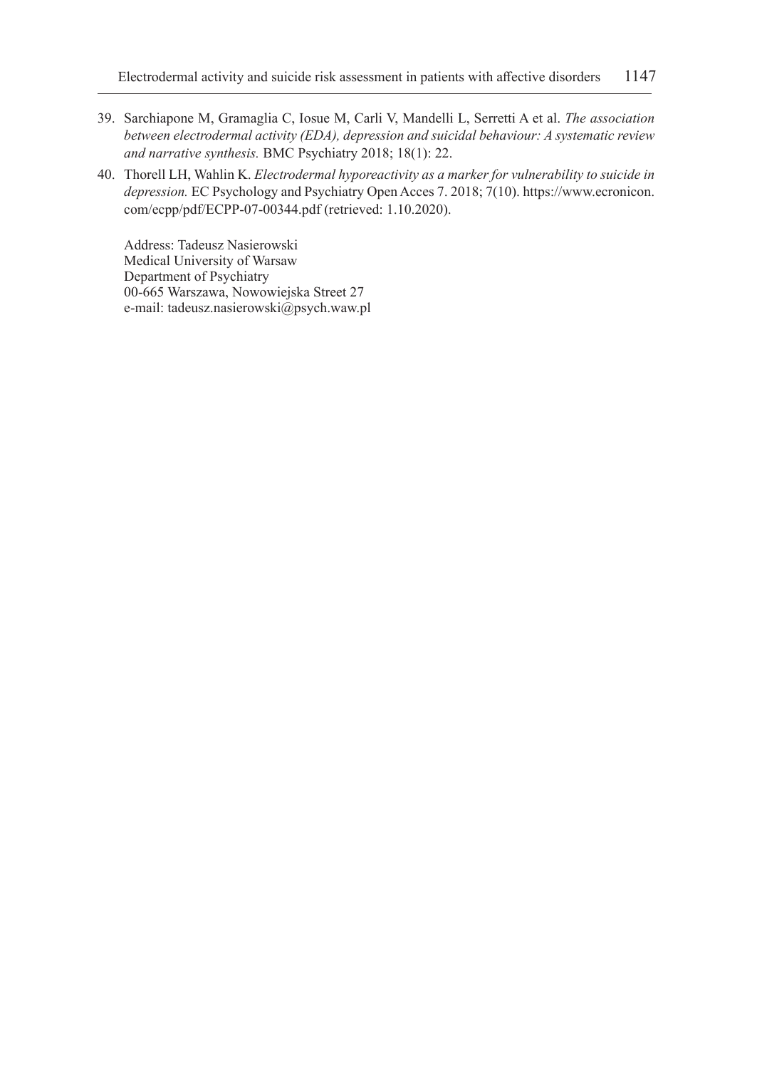39. Sarchiapone M, Gramaglia C, Iosue M, Carli V, Mandelli L, Serretti A et al. *The association between electrodermal activity (EDA), depression and suicidal behaviour: A systematic review and narrative synthesis.* BMC Psychiatry 2018; 18(1): 22.
40. Thorell LH, Wahlin K. *Electrodermal hyporeactivity as a marker for vulnerability to suicide in depression.* EC Psychology and Psychiatry Open Acces 7. 2018; 7(10). https://www.ecronicon.com/ecpp/pdf/ECPP-07-00344.pdf (retrieved: 1.10.2020).

Address: Tadeusz Nasierowski
Medical University of Warsaw
Department of Psychiatry
00-665 Warszawa, Nowowiejska Street 27
e-mail: tadeusz.nasierowski@psych.waw.pl